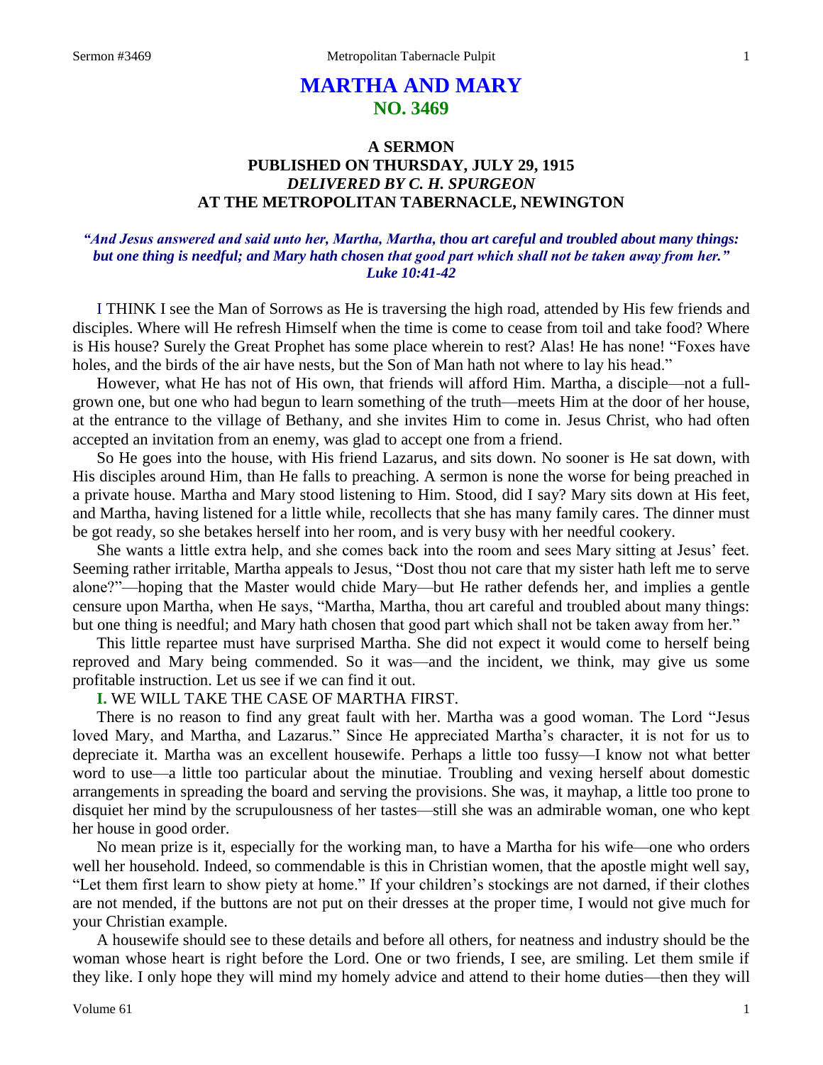# MARTHA AND MARY
## NO. 3469

### A SERMON
### PUBLISHED ON THURSDAY, JULY 29, 1915
### *DELIVERED BY C. H. SPURGEON*
### AT THE METROPOLITAN TABERNACLE, NEWINGTON

***"And Jesus answered and said unto her, Martha, Martha, thou art careful and troubled about many things: but one thing is needful; and Mary hath chosen that good part which shall not be taken away from her." Luke 10:41-42***

I THINK I see the Man of Sorrows as He is traversing the high road, attended by His few friends and disciples. Where will He refresh Himself when the time is come to cease from toil and take food? Where is His house? Surely the Great Prophet has some place wherein to rest? Alas! He has none! "Foxes have holes, and the birds of the air have nests, but the Son of Man hath not where to lay his head."

However, what He has not of His own, that friends will afford Him. Martha, a disciple—not a full-grown one, but one who had begun to learn something of the truth—meets Him at the door of her house, at the entrance to the village of Bethany, and she invites Him to come in. Jesus Christ, who had often accepted an invitation from an enemy, was glad to accept one from a friend.

So He goes into the house, with His friend Lazarus, and sits down. No sooner is He sat down, with His disciples around Him, than He falls to preaching. A sermon is none the worse for being preached in a private house. Martha and Mary stood listening to Him. Stood, did I say? Mary sits down at His feet, and Martha, having listened for a little while, recollects that she has many family cares. The dinner must be got ready, so she betakes herself into her room, and is very busy with her needful cookery.

She wants a little extra help, and she comes back into the room and sees Mary sitting at Jesus' feet. Seeming rather irritable, Martha appeals to Jesus, "Dost thou not care that my sister hath left me to serve alone?"—hoping that the Master would chide Mary—but He rather defends her, and implies a gentle censure upon Martha, when He says, "Martha, Martha, thou art careful and troubled about many things: but one thing is needful; and Mary hath chosen that good part which shall not be taken away from her."

This little repartee must have surprised Martha. She did not expect it would come to herself being reproved and Mary being commended. So it was—and the incident, we think, may give us some profitable instruction. Let us see if we can find it out.

**I.** WE WILL TAKE THE CASE OF MARTHA FIRST.

There is no reason to find any great fault with her. Martha was a good woman. The Lord "Jesus loved Mary, and Martha, and Lazarus." Since He appreciated Martha's character, it is not for us to depreciate it. Martha was an excellent housewife. Perhaps a little too fussy—I know not what better word to use—a little too particular about the minutiae. Troubling and vexing herself about domestic arrangements in spreading the board and serving the provisions. She was, it mayhap, a little too prone to disquiet her mind by the scrupulousness of her tastes—still she was an admirable woman, one who kept her house in good order.

No mean prize is it, especially for the working man, to have a Martha for his wife—one who orders well her household. Indeed, so commendable is this in Christian women, that the apostle might well say, "Let them first learn to show piety at home." If your children's stockings are not darned, if their clothes are not mended, if the buttons are not put on their dresses at the proper time, I would not give much for your Christian example.

A housewife should see to these details and before all others, for neatness and industry should be the woman whose heart is right before the Lord. One or two friends, I see, are smiling. Let them smile if they like. I only hope they will mind my homely advice and attend to their home duties—then they will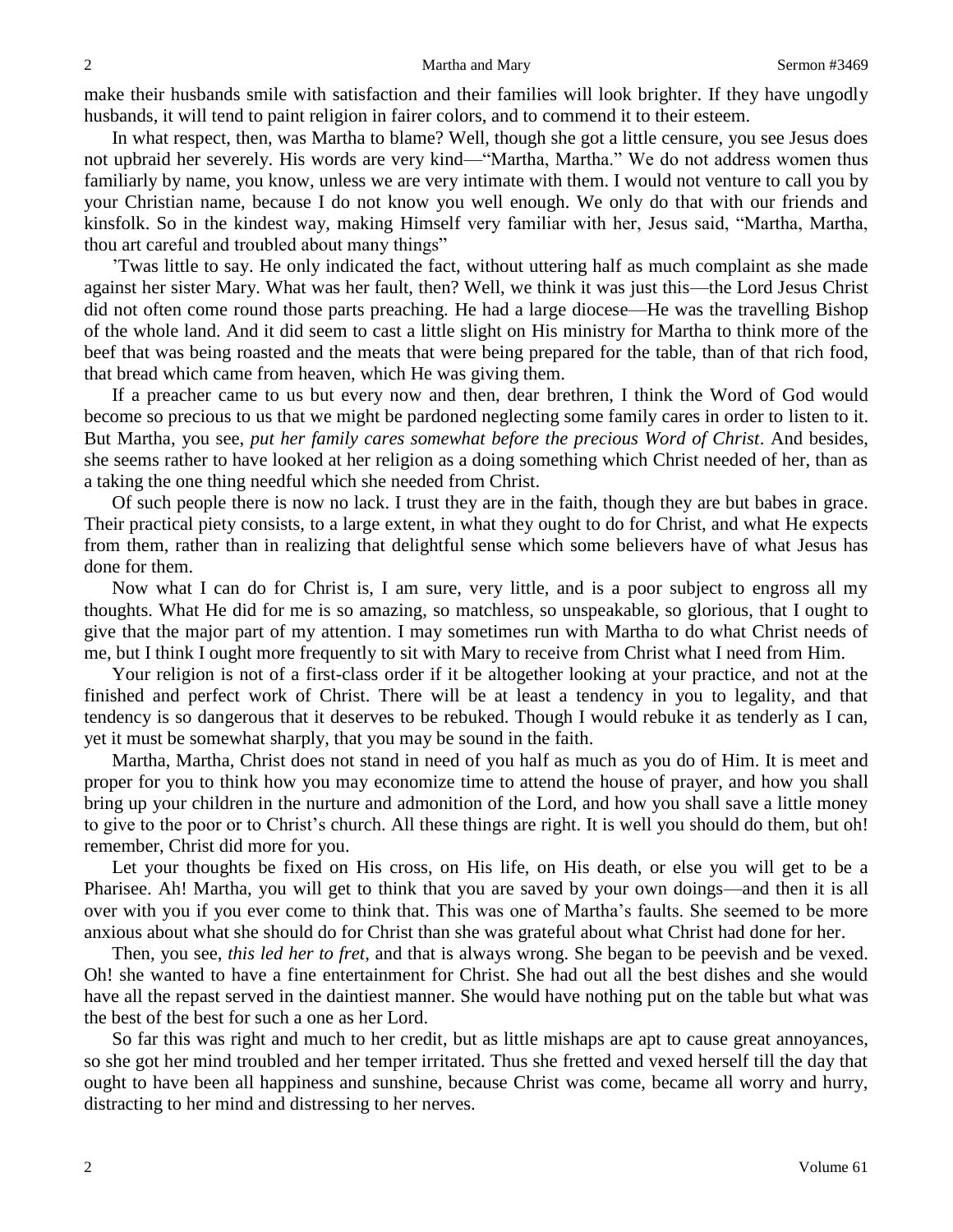make their husbands smile with satisfaction and their families will look brighter. If they have ungodly husbands, it will tend to paint religion in fairer colors, and to commend it to their esteem.

In what respect, then, was Martha to blame? Well, though she got a little censure, you see Jesus does not upbraid her severely. His words are very kind—"Martha, Martha." We do not address women thus familiarly by name, you know, unless we are very intimate with them. I would not venture to call you by your Christian name, because I do not know you well enough. We only do that with our friends and kinsfolk. So in the kindest way, making Himself very familiar with her, Jesus said, "Martha, Martha, thou art careful and troubled about many things"

'Twas little to say. He only indicated the fact, without uttering half as much complaint as she made against her sister Mary. What was her fault, then? Well, we think it was just this—the Lord Jesus Christ did not often come round those parts preaching. He had a large diocese—He was the travelling Bishop of the whole land. And it did seem to cast a little slight on His ministry for Martha to think more of the beef that was being roasted and the meats that were being prepared for the table, than of that rich food, that bread which came from heaven, which He was giving them.

If a preacher came to us but every now and then, dear brethren, I think the Word of God would become so precious to us that we might be pardoned neglecting some family cares in order to listen to it. But Martha, you see, *put her family cares somewhat before the precious Word of Christ*. And besides, she seems rather to have looked at her religion as a doing something which Christ needed of her, than as a taking the one thing needful which she needed from Christ.

Of such people there is now no lack. I trust they are in the faith, though they are but babes in grace. Their practical piety consists, to a large extent, in what they ought to do for Christ, and what He expects from them, rather than in realizing that delightful sense which some believers have of what Jesus has done for them.

Now what I can do for Christ is, I am sure, very little, and is a poor subject to engross all my thoughts. What He did for me is so amazing, so matchless, so unspeakable, so glorious, that I ought to give that the major part of my attention. I may sometimes run with Martha to do what Christ needs of me, but I think I ought more frequently to sit with Mary to receive from Christ what I need from Him.

Your religion is not of a first-class order if it be altogether looking at your practice, and not at the finished and perfect work of Christ. There will be at least a tendency in you to legality, and that tendency is so dangerous that it deserves to be rebuked. Though I would rebuke it as tenderly as I can, yet it must be somewhat sharply, that you may be sound in the faith.

Martha, Martha, Christ does not stand in need of you half as much as you do of Him. It is meet and proper for you to think how you may economize time to attend the house of prayer, and how you shall bring up your children in the nurture and admonition of the Lord, and how you shall save a little money to give to the poor or to Christ's church. All these things are right. It is well you should do them, but oh! remember, Christ did more for you.

Let your thoughts be fixed on His cross, on His life, on His death, or else you will get to be a Pharisee. Ah! Martha, you will get to think that you are saved by your own doings—and then it is all over with you if you ever come to think that. This was one of Martha's faults. She seemed to be more anxious about what she should do for Christ than she was grateful about what Christ had done for her.

Then, you see, *this led her to fret*, and that is always wrong. She began to be peevish and be vexed. Oh! she wanted to have a fine entertainment for Christ. She had out all the best dishes and she would have all the repast served in the daintiest manner. She would have nothing put on the table but what was the best of the best for such a one as her Lord.

So far this was right and much to her credit, but as little mishaps are apt to cause great annoyances, so she got her mind troubled and her temper irritated. Thus she fretted and vexed herself till the day that ought to have been all happiness and sunshine, because Christ was come, became all worry and hurry, distracting to her mind and distressing to her nerves.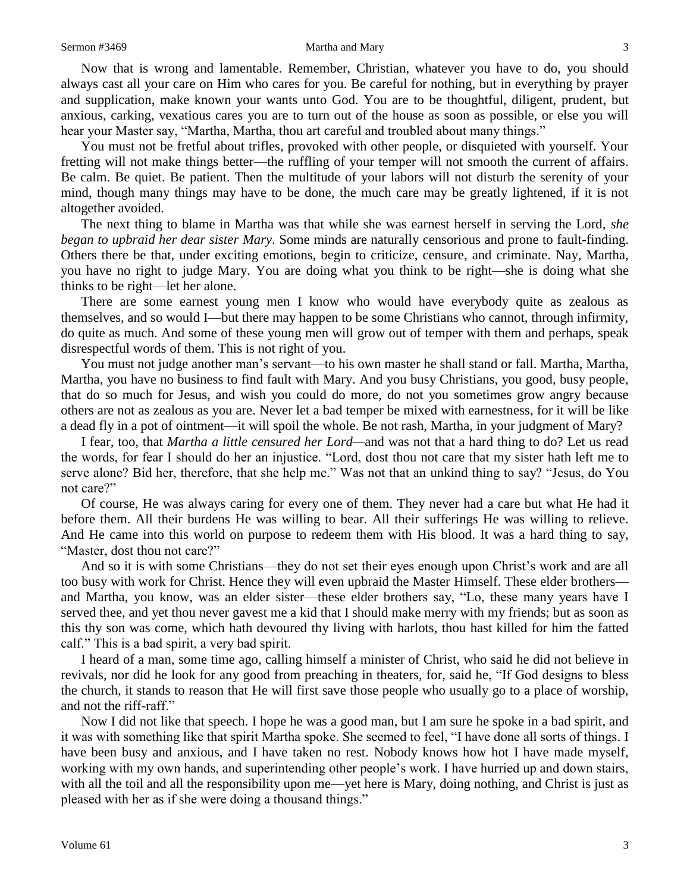Now that is wrong and lamentable. Remember, Christian, whatever you have to do, you should always cast all your care on Him who cares for you. Be careful for nothing, but in everything by prayer and supplication, make known your wants unto God. You are to be thoughtful, diligent, prudent, but anxious, carking, vexatious cares you are to turn out of the house as soon as possible, or else you will hear your Master say, "Martha, Martha, thou art careful and troubled about many things."

You must not be fretful about trifles, provoked with other people, or disquieted with yourself. Your fretting will not make things better—the ruffling of your temper will not smooth the current of affairs. Be calm. Be quiet. Be patient. Then the multitude of your labors will not disturb the serenity of your mind, though many things may have to be done, the much care may be greatly lightened, if it is not altogether avoided.

The next thing to blame in Martha was that while she was earnest herself in serving the Lord, *she began to upbraid her dear sister Mary*. Some minds are naturally censorious and prone to fault-finding. Others there be that, under exciting emotions, begin to criticize, censure, and criminate. Nay, Martha, you have no right to judge Mary. You are doing what you think to be right—she is doing what she thinks to be right—let her alone.

There are some earnest young men I know who would have everybody quite as zealous as themselves, and so would I—but there may happen to be some Christians who cannot, through infirmity, do quite as much. And some of these young men will grow out of temper with them and perhaps, speak disrespectful words of them. This is not right of you.

You must not judge another man's servant—to his own master he shall stand or fall. Martha, Martha, Martha, you have no business to find fault with Mary. And you busy Christians, you good, busy people, that do so much for Jesus, and wish you could do more, do not you sometimes grow angry because others are not as zealous as you are. Never let a bad temper be mixed with earnestness, for it will be like a dead fly in a pot of ointment—it will spoil the whole. Be not rash, Martha, in your judgment of Mary?

I fear, too, that *Martha a little censured her Lord*—and was not that a hard thing to do? Let us read the words, for fear I should do her an injustice. "Lord, dost thou not care that my sister hath left me to serve alone? Bid her, therefore, that she help me." Was not that an unkind thing to say? "Jesus, do You not care?"

Of course, He was always caring for every one of them. They never had a care but what He had it before them. All their burdens He was willing to bear. All their sufferings He was willing to relieve. And He came into this world on purpose to redeem them with His blood. It was a hard thing to say, "Master, dost thou not care?"

And so it is with some Christians—they do not set their eyes enough upon Christ's work and are all too busy with work for Christ. Hence they will even upbraid the Master Himself. These elder brothers—and Martha, you know, was an elder sister—these elder brothers say, "Lo, these many years have I served thee, and yet thou never gavest me a kid that I should make merry with my friends; but as soon as this thy son was come, which hath devoured thy living with harlots, thou hast killed for him the fatted calf." This is a bad spirit, a very bad spirit.

I heard of a man, some time ago, calling himself a minister of Christ, who said he did not believe in revivals, nor did he look for any good from preaching in theaters, for, said he, "If God designs to bless the church, it stands to reason that He will first save those people who usually go to a place of worship, and not the riff-raff."

Now I did not like that speech. I hope he was a good man, but I am sure he spoke in a bad spirit, and it was with something like that spirit Martha spoke. She seemed to feel, "I have done all sorts of things. I have been busy and anxious, and I have taken no rest. Nobody knows how hot I have made myself, working with my own hands, and superintending other people's work. I have hurried up and down stairs, with all the toil and all the responsibility upon me—yet here is Mary, doing nothing, and Christ is just as pleased with her as if she were doing a thousand things."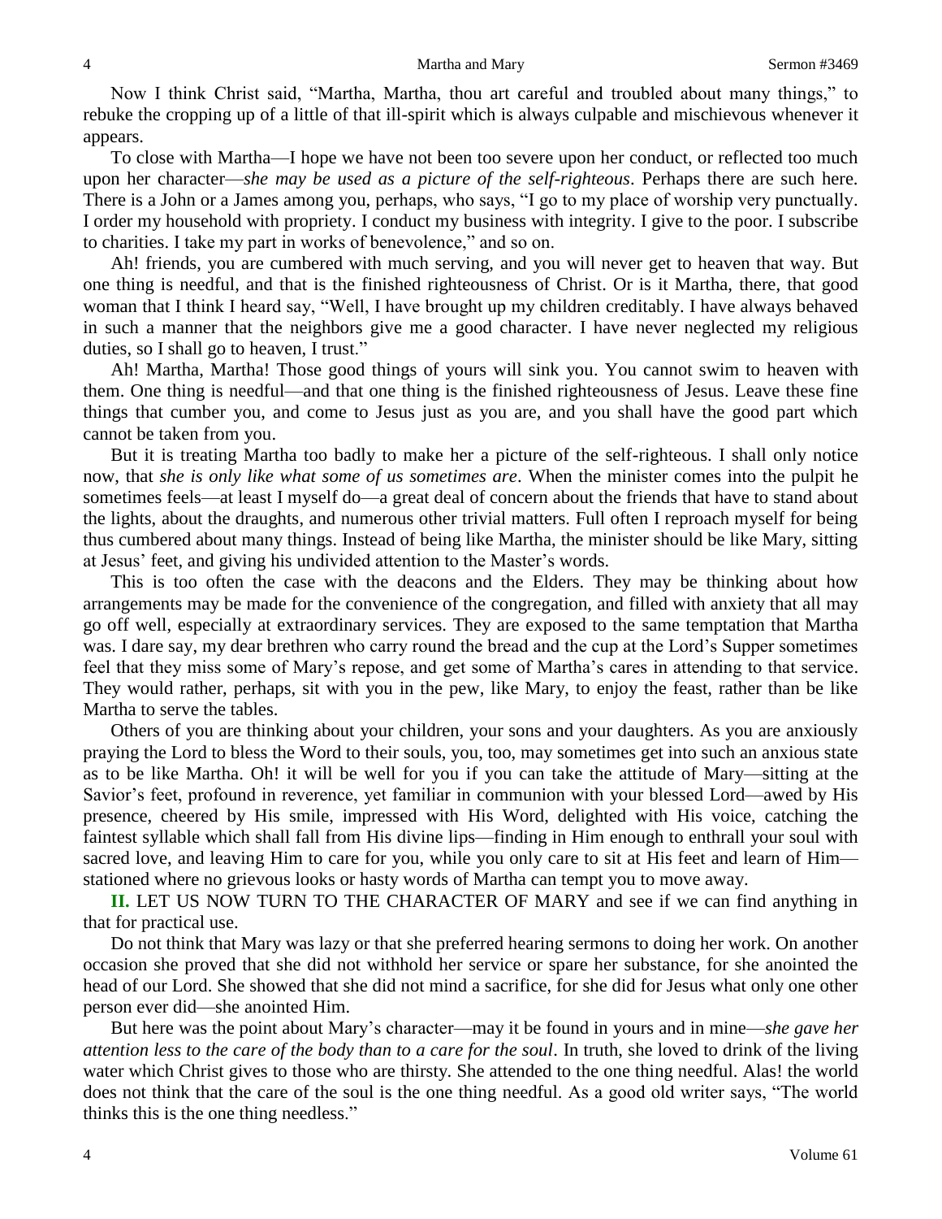Now I think Christ said, "Martha, Martha, thou art careful and troubled about many things," to rebuke the cropping up of a little of that ill-spirit which is always culpable and mischievous whenever it appears.

To close with Martha—I hope we have not been too severe upon her conduct, or reflected too much upon her character—*she may be used as a picture of the self-righteous*. Perhaps there are such here. There is a John or a James among you, perhaps, who says, "I go to my place of worship very punctually. I order my household with propriety. I conduct my business with integrity. I give to the poor. I subscribe to charities. I take my part in works of benevolence," and so on.

Ah! friends, you are cumbered with much serving, and you will never get to heaven that way. But one thing is needful, and that is the finished righteousness of Christ. Or is it Martha, there, that good woman that I think I heard say, "Well, I have brought up my children creditably. I have always behaved in such a manner that the neighbors give me a good character. I have never neglected my religious duties, so I shall go to heaven, I trust."

Ah! Martha, Martha! Those good things of yours will sink you. You cannot swim to heaven with them. One thing is needful—and that one thing is the finished righteousness of Jesus. Leave these fine things that cumber you, and come to Jesus just as you are, and you shall have the good part which cannot be taken from you.

But it is treating Martha too badly to make her a picture of the self-righteous. I shall only notice now, that *she is only like what some of us sometimes are*. When the minister comes into the pulpit he sometimes feels—at least I myself do—a great deal of concern about the friends that have to stand about the lights, about the draughts, and numerous other trivial matters. Full often I reproach myself for being thus cumbered about many things. Instead of being like Martha, the minister should be like Mary, sitting at Jesus' feet, and giving his undivided attention to the Master's words.

This is too often the case with the deacons and the Elders. They may be thinking about how arrangements may be made for the convenience of the congregation, and filled with anxiety that all may go off well, especially at extraordinary services. They are exposed to the same temptation that Martha was. I dare say, my dear brethren who carry round the bread and the cup at the Lord's Supper sometimes feel that they miss some of Mary's repose, and get some of Martha's cares in attending to that service. They would rather, perhaps, sit with you in the pew, like Mary, to enjoy the feast, rather than be like Martha to serve the tables.

Others of you are thinking about your children, your sons and your daughters. As you are anxiously praying the Lord to bless the Word to their souls, you, too, may sometimes get into such an anxious state as to be like Martha. Oh! it will be well for you if you can take the attitude of Mary—sitting at the Savior's feet, profound in reverence, yet familiar in communion with your blessed Lord—awed by His presence, cheered by His smile, impressed with His Word, delighted with His voice, catching the faintest syllable which shall fall from His divine lips—finding in Him enough to enthrall your soul with sacred love, and leaving Him to care for you, while you only care to sit at His feet and learn of Him—stationed where no grievous looks or hasty words of Martha can tempt you to move away.

**II.** LET US NOW TURN TO THE CHARACTER OF MARY and see if we can find anything in that for practical use.

Do not think that Mary was lazy or that she preferred hearing sermons to doing her work. On another occasion she proved that she did not withhold her service or spare her substance, for she anointed the head of our Lord. She showed that she did not mind a sacrifice, for she did for Jesus what only one other person ever did—she anointed Him.

But here was the point about Mary's character—may it be found in yours and in mine—*she gave her attention less to the care of the body than to a care for the soul*. In truth, she loved to drink of the living water which Christ gives to those who are thirsty. She attended to the one thing needful. Alas! the world does not think that the care of the soul is the one thing needful. As a good old writer says, "The world thinks this is the one thing needless."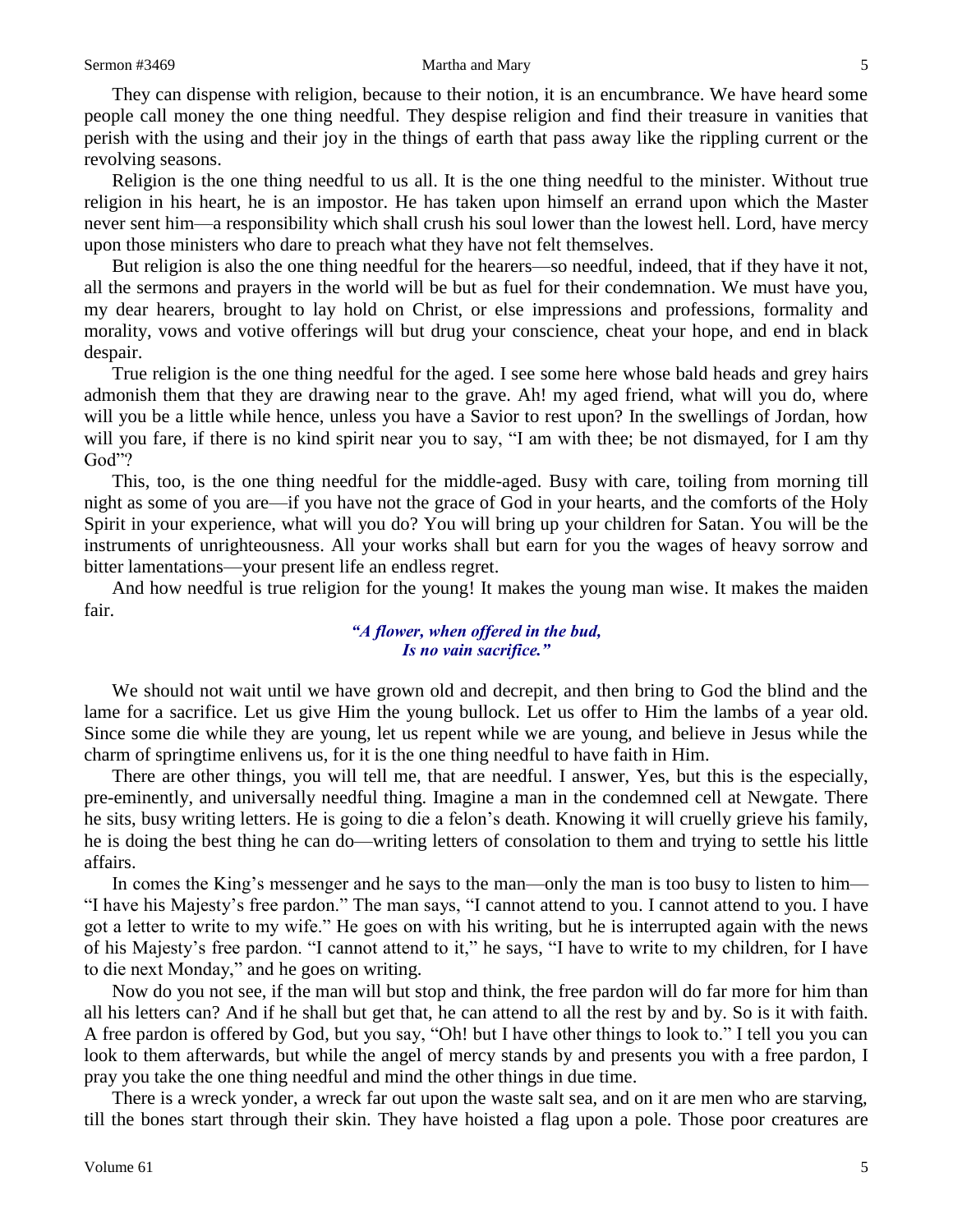They can dispense with religion, because to their notion, it is an encumbrance. We have heard some people call money the one thing needful. They despise religion and find their treasure in vanities that perish with the using and their joy in the things of earth that pass away like the rippling current or the revolving seasons.

Religion is the one thing needful to us all. It is the one thing needful to the minister. Without true religion in his heart, he is an impostor. He has taken upon himself an errand upon which the Master never sent him—a responsibility which shall crush his soul lower than the lowest hell. Lord, have mercy upon those ministers who dare to preach what they have not felt themselves.

But religion is also the one thing needful for the hearers—so needful, indeed, that if they have it not, all the sermons and prayers in the world will be but as fuel for their condemnation. We must have you, my dear hearers, brought to lay hold on Christ, or else impressions and professions, formality and morality, vows and votive offerings will but drug your conscience, cheat your hope, and end in black despair.

True religion is the one thing needful for the aged. I see some here whose bald heads and grey hairs admonish them that they are drawing near to the grave. Ah! my aged friend, what will you do, where will you be a little while hence, unless you have a Savior to rest upon? In the swellings of Jordan, how will you fare, if there is no kind spirit near you to say, "I am with thee; be not dismayed, for I am thy God"?

This, too, is the one thing needful for the middle-aged. Busy with care, toiling from morning till night as some of you are—if you have not the grace of God in your hearts, and the comforts of the Holy Spirit in your experience, what will you do? You will bring up your children for Satan. You will be the instruments of unrighteousness. All your works shall but earn for you the wages of heavy sorrow and bitter lamentations—your present life an endless regret.

And how needful is true religion for the young! It makes the young man wise. It makes the maiden fair.

*"A flower, when offered in the bud,*
*Is no vain sacrifice."*

We should not wait until we have grown old and decrepit, and then bring to God the blind and the lame for a sacrifice. Let us give Him the young bullock. Let us offer to Him the lambs of a year old. Since some die while they are young, let us repent while we are young, and believe in Jesus while the charm of springtime enlivens us, for it is the one thing needful to have faith in Him.

There are other things, you will tell me, that are needful. I answer, Yes, but this is the especially, pre-eminently, and universally needful thing. Imagine a man in the condemned cell at Newgate. There he sits, busy writing letters. He is going to die a felon's death. Knowing it will cruelly grieve his family, he is doing the best thing he can do—writing letters of consolation to them and trying to settle his little affairs.

In comes the King's messenger and he says to the man—only the man is too busy to listen to him—"I have his Majesty's free pardon." The man says, "I cannot attend to you. I cannot attend to you. I have got a letter to write to my wife." He goes on with his writing, but he is interrupted again with the news of his Majesty's free pardon. "I cannot attend to it," he says, "I have to write to my children, for I have to die next Monday," and he goes on writing.

Now do you not see, if the man will but stop and think, the free pardon will do far more for him than all his letters can? And if he shall but get that, he can attend to all the rest by and by. So is it with faith. A free pardon is offered by God, but you say, "Oh! but I have other things to look to." I tell you you can look to them afterwards, but while the angel of mercy stands by and presents you with a free pardon, I pray you take the one thing needful and mind the other things in due time.

There is a wreck yonder, a wreck far out upon the waste salt sea, and on it are men who are starving, till the bones start through their skin. They have hoisted a flag upon a pole. Those poor creatures are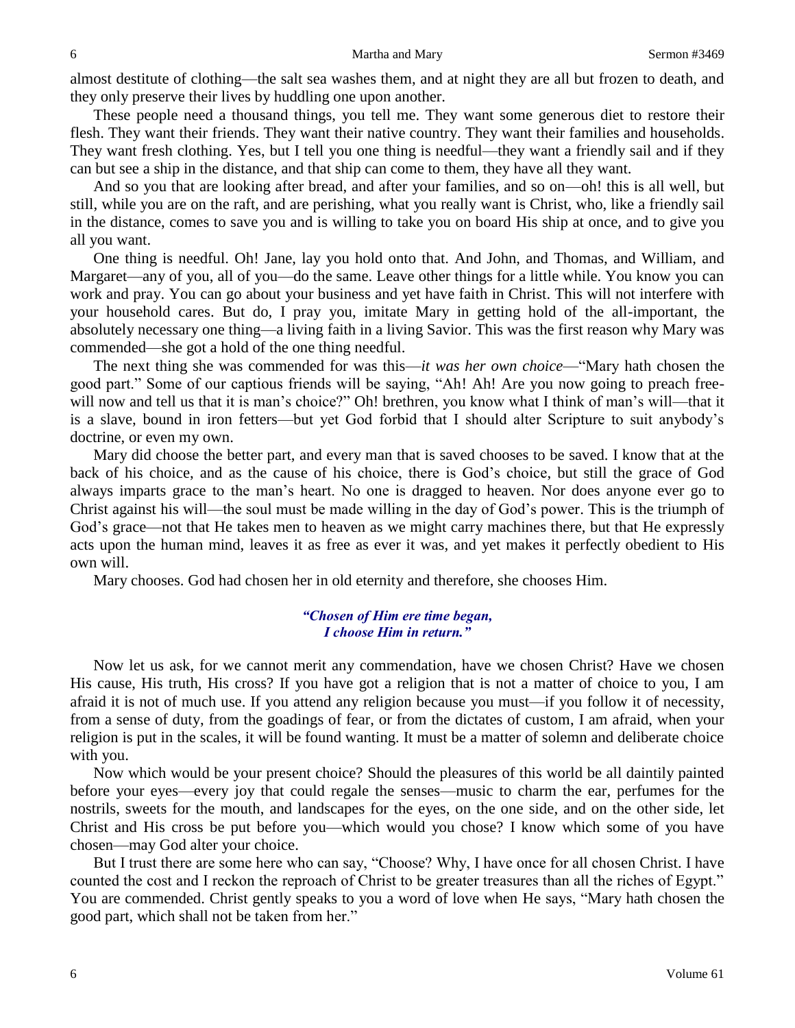almost destitute of clothing—the salt sea washes them, and at night they are all but frozen to death, and they only preserve their lives by huddling one upon another.

These people need a thousand things, you tell me. They want some generous diet to restore their flesh. They want their friends. They want their native country. They want their families and households. They want fresh clothing. Yes, but I tell you one thing is needful—they want a friendly sail and if they can but see a ship in the distance, and that ship can come to them, they have all they want.

And so you that are looking after bread, and after your families, and so on—oh! this is all well, but still, while you are on the raft, and are perishing, what you really want is Christ, who, like a friendly sail in the distance, comes to save you and is willing to take you on board His ship at once, and to give you all you want.

One thing is needful. Oh! Jane, lay you hold onto that. And John, and Thomas, and William, and Margaret—any of you, all of you—do the same. Leave other things for a little while. You know you can work and pray. You can go about your business and yet have faith in Christ. This will not interfere with your household cares. But do, I pray you, imitate Mary in getting hold of the all-important, the absolutely necessary one thing—a living faith in a living Savior. This was the first reason why Mary was commended—she got a hold of the one thing needful.

The next thing she was commended for was this—*it was her own choice*—"Mary hath chosen the good part." Some of our captious friends will be saying, "Ah! Ah! Are you now going to preach free-will now and tell us that it is man's choice?" Oh! brethren, you know what I think of man's will—that it is a slave, bound in iron fetters—but yet God forbid that I should alter Scripture to suit anybody's doctrine, or even my own.

Mary did choose the better part, and every man that is saved chooses to be saved. I know that at the back of his choice, and as the cause of his choice, there is God's choice, but still the grace of God always imparts grace to the man's heart. No one is dragged to heaven. Nor does anyone ever go to Christ against his will—the soul must be made willing in the day of God's power. This is the triumph of God's grace—not that He takes men to heaven as we might carry machines there, but that He expressly acts upon the human mind, leaves it as free as ever it was, and yet makes it perfectly obedient to His own will.

Mary chooses. God had chosen her in old eternity and therefore, she chooses Him.

*"Chosen of Him ere time began,*
*I choose Him in return."*

Now let us ask, for we cannot merit any commendation, have we chosen Christ? Have we chosen His cause, His truth, His cross? If you have got a religion that is not a matter of choice to you, I am afraid it is not of much use. If you attend any religion because you must—if you follow it of necessity, from a sense of duty, from the goadings of fear, or from the dictates of custom, I am afraid, when your religion is put in the scales, it will be found wanting. It must be a matter of solemn and deliberate choice with you.

Now which would be your present choice? Should the pleasures of this world be all daintily painted before your eyes—every joy that could regale the senses—music to charm the ear, perfumes for the nostrils, sweets for the mouth, and landscapes for the eyes, on the one side, and on the other side, let Christ and His cross be put before you—which would you chose? I know which some of you have chosen—may God alter your choice.

But I trust there are some here who can say, "Choose? Why, I have once for all chosen Christ. I have counted the cost and I reckon the reproach of Christ to be greater treasures than all the riches of Egypt." You are commended. Christ gently speaks to you a word of love when He says, "Mary hath chosen the good part, which shall not be taken from her."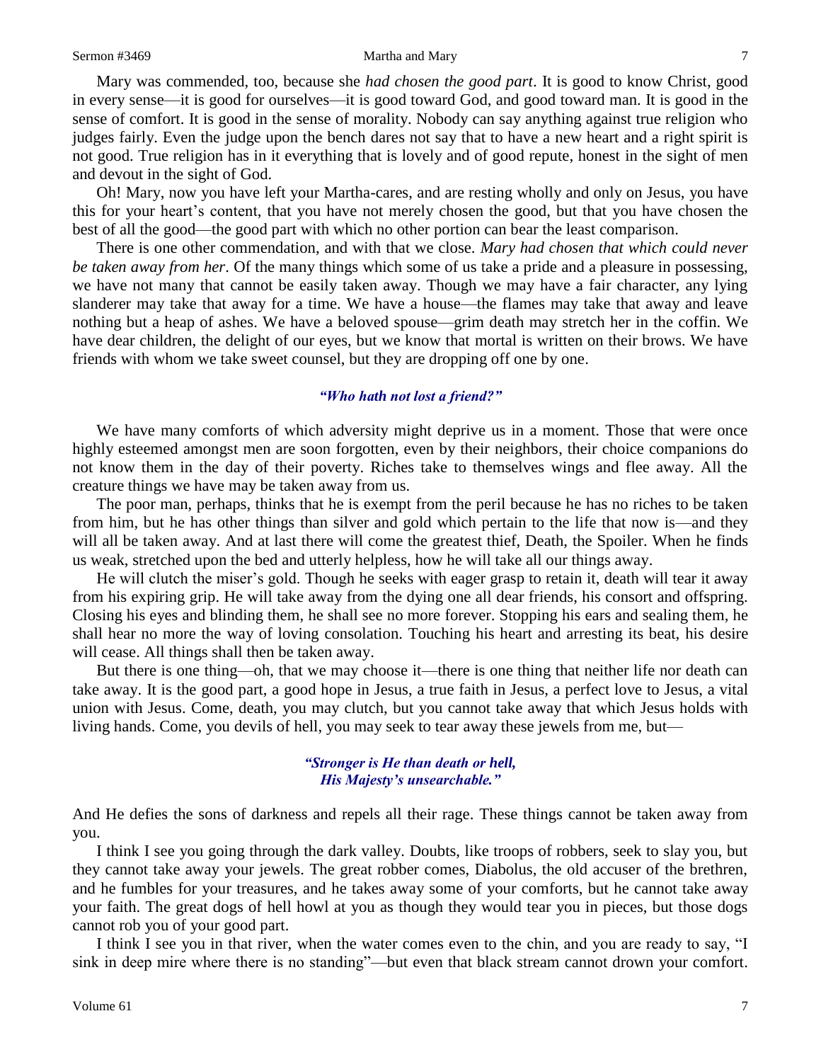Mary was commended, too, because she *had chosen the good part*. It is good to know Christ, good in every sense—it is good for ourselves—it is good toward God, and good toward man. It is good in the sense of comfort. It is good in the sense of morality. Nobody can say anything against true religion who judges fairly. Even the judge upon the bench dares not say that to have a new heart and a right spirit is not good. True religion has in it everything that is lovely and of good repute, honest in the sight of men and devout in the sight of God.

Oh! Mary, now you have left your Martha-cares, and are resting wholly and only on Jesus, you have this for your heart's content, that you have not merely chosen the good, but that you have chosen the best of all the good—the good part with which no other portion can bear the least comparison.

There is one other commendation, and with that we close. *Mary had chosen that which could never be taken away from her*. Of the many things which some of us take a pride and a pleasure in possessing, we have not many that cannot be easily taken away. Though we may have a fair character, any lying slanderer may take that away for a time. We have a house—the flames may take that away and leave nothing but a heap of ashes. We have a beloved spouse—grim death may stretch her in the coffin. We have dear children, the delight of our eyes, but we know that mortal is written on their brows. We have friends with whom we take sweet counsel, but they are dropping off one by one.

***"Who hath not lost a friend?"***

We have many comforts of which adversity might deprive us in a moment. Those that were once highly esteemed amongst men are soon forgotten, even by their neighbors, their choice companions do not know them in the day of their poverty. Riches take to themselves wings and flee away. All the creature things we have may be taken away from us.

The poor man, perhaps, thinks that he is exempt from the peril because he has no riches to be taken from him, but he has other things than silver and gold which pertain to the life that now is—and they will all be taken away. And at last there will come the greatest thief, Death, the Spoiler. When he finds us weak, stretched upon the bed and utterly helpless, how he will take all our things away.

He will clutch the miser's gold. Though he seeks with eager grasp to retain it, death will tear it away from his expiring grip. He will take away from the dying one all dear friends, his consort and offspring. Closing his eyes and blinding them, he shall see no more forever. Stopping his ears and sealing them, he shall hear no more the way of loving consolation. Touching his heart and arresting its beat, his desire will cease. All things shall then be taken away.

But there is one thing—oh, that we may choose it—there is one thing that neither life nor death can take away. It is the good part, a good hope in Jesus, a true faith in Jesus, a perfect love to Jesus, a vital union with Jesus. Come, death, you may clutch, but you cannot take away that which Jesus holds with living hands. Come, you devils of hell, you may seek to tear away these jewels from me, but—

***"Stronger is He than death or hell,***
***His Majesty's unsearchable."***

And He defies the sons of darkness and repels all their rage. These things cannot be taken away from you.

I think I see you going through the dark valley. Doubts, like troops of robbers, seek to slay you, but they cannot take away your jewels. The great robber comes, Diabolus, the old accuser of the brethren, and he fumbles for your treasures, and he takes away some of your comforts, but he cannot take away your faith. The great dogs of hell howl at you as though they would tear you in pieces, but those dogs cannot rob you of your good part.

I think I see you in that river, when the water comes even to the chin, and you are ready to say, "I sink in deep mire where there is no standing"—but even that black stream cannot drown your comfort.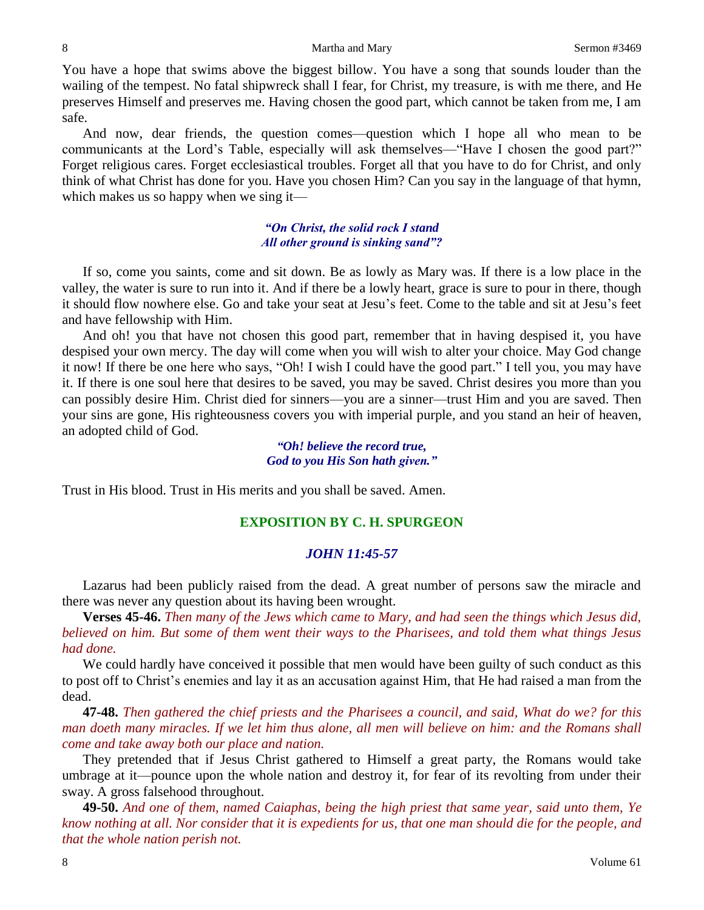You have a hope that swims above the biggest billow. You have a song that sounds louder than the wailing of the tempest. No fatal shipwreck shall I fear, for Christ, my treasure, is with me there, and He preserves Himself and preserves me. Having chosen the good part, which cannot be taken from me, I am safe.

And now, dear friends, the question comes—question which I hope all who mean to be communicants at the Lord's Table, especially will ask themselves—"Have I chosen the good part?" Forget religious cares. Forget ecclesiastical troubles. Forget all that you have to do for Christ, and only think of what Christ has done for you. Have you chosen Him? Can you say in the language of that hymn, which makes us so happy when we sing it—

> *"On Christ, the solid rock I stand*
> *All other ground is sinking sand"?*

If so, come you saints, come and sit down. Be as lowly as Mary was. If there is a low place in the valley, the water is sure to run into it. And if there be a lowly heart, grace is sure to pour in there, though it should flow nowhere else. Go and take your seat at Jesu's feet. Come to the table and sit at Jesu's feet and have fellowship with Him.

And oh! you that have not chosen this good part, remember that in having despised it, you have despised your own mercy. The day will come when you will wish to alter your choice. May God change it now! If there be one here who says, "Oh! I wish I could have the good part." I tell you, you may have it. If there is one soul here that desires to be saved, you may be saved. Christ desires you more than you can possibly desire Him. Christ died for sinners—you are a sinner—trust Him and you are saved. Then your sins are gone, His righteousness covers you with imperial purple, and you stand an heir of heaven, an adopted child of God.

> *"Oh! believe the record true,*
> *God to you His Son hath given."*

Trust in His blood. Trust in His merits and you shall be saved. Amen.

## EXPOSITION BY C. H. SPURGEON

### *JOHN 11:45-57*

Lazarus had been publicly raised from the dead. A great number of persons saw the miracle and there was never any question about its having been wrought.

**Verses 45-46.** *Then many of the Jews which came to Mary, and had seen the things which Jesus did, believed on him. But some of them went their ways to the Pharisees, and told them what things Jesus had done.*

We could hardly have conceived it possible that men would have been guilty of such conduct as this to post off to Christ's enemies and lay it as an accusation against Him, that He had raised a man from the dead.

**47-48.** *Then gathered the chief priests and the Pharisees a council, and said, What do we? for this man doeth many miracles. If we let him thus alone, all men will believe on him: and the Romans shall come and take away both our place and nation.*

They pretended that if Jesus Christ gathered to Himself a great party, the Romans would take umbrage at it—pounce upon the whole nation and destroy it, for fear of its revolting from under their sway. A gross falsehood throughout.

**49-50.** *And one of them, named Caiaphas, being the high priest that same year, said unto them, Ye know nothing at all. Nor consider that it is expedients for us, that one man should die for the people, and that the whole nation perish not.*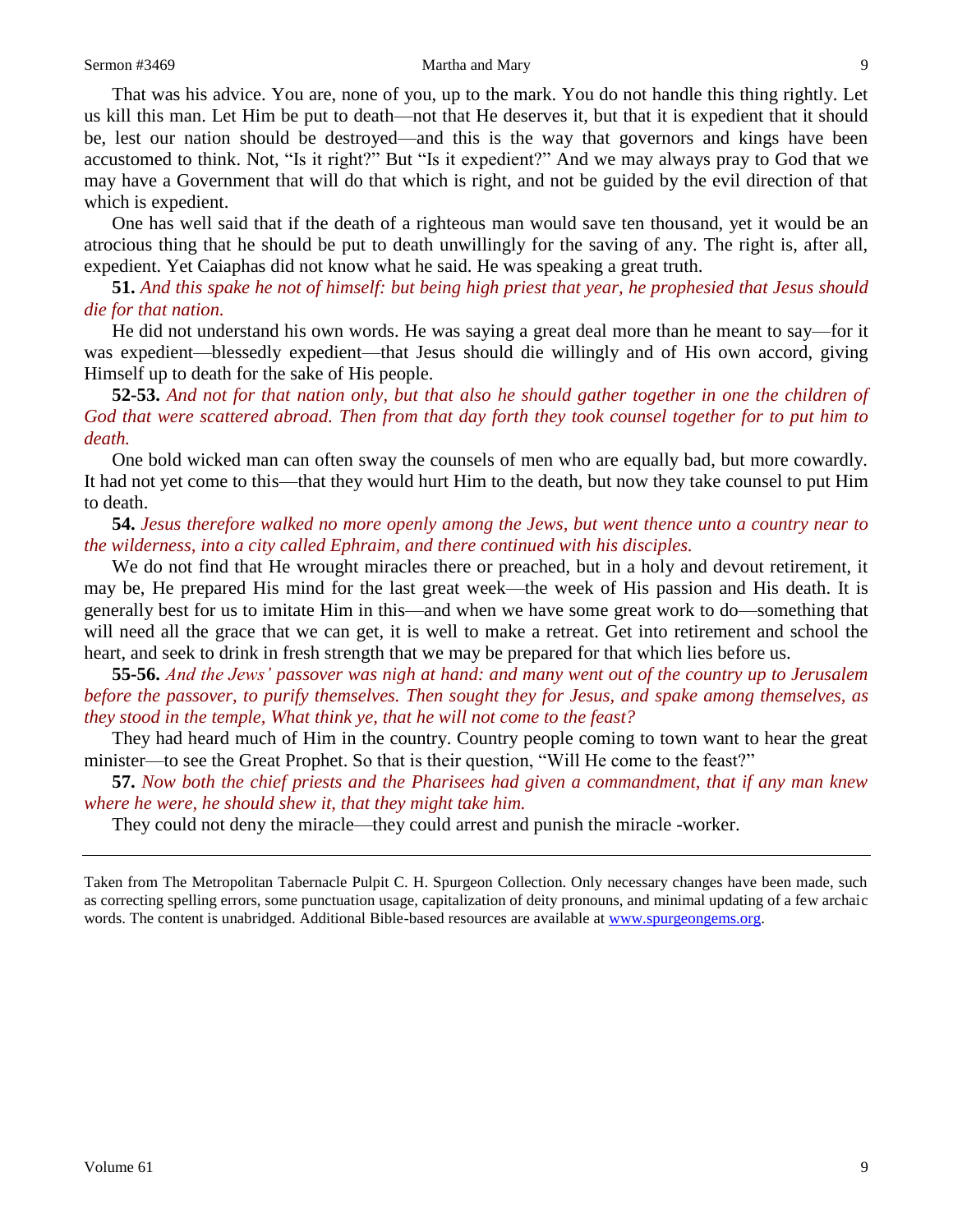That was his advice. You are, none of you, up to the mark. You do not handle this thing rightly. Let us kill this man. Let Him be put to death—not that He deserves it, but that it is expedient that it should be, lest our nation should be destroyed—and this is the way that governors and kings have been accustomed to think. Not, "Is it right?" But "Is it expedient?" And we may always pray to God that we may have a Government that will do that which is right, and not be guided by the evil direction of that which is expedient.

One has well said that if the death of a righteous man would save ten thousand, yet it would be an atrocious thing that he should be put to death unwillingly for the saving of any. The right is, after all, expedient. Yet Caiaphas did not know what he said. He was speaking a great truth.

**51.** *And this spake he not of himself: but being high priest that year, he prophesied that Jesus should die for that nation.*

He did not understand his own words. He was saying a great deal more than he meant to say—for it was expedient—blessedly expedient—that Jesus should die willingly and of His own accord, giving Himself up to death for the sake of His people.

**52-53.** *And not for that nation only, but that also he should gather together in one the children of God that were scattered abroad. Then from that day forth they took counsel together for to put him to death.*

One bold wicked man can often sway the counsels of men who are equally bad, but more cowardly. It had not yet come to this—that they would hurt Him to the death, but now they take counsel to put Him to death.

**54.** *Jesus therefore walked no more openly among the Jews, but went thence unto a country near to the wilderness, into a city called Ephraim, and there continued with his disciples.*

We do not find that He wrought miracles there or preached, but in a holy and devout retirement, it may be, He prepared His mind for the last great week—the week of His passion and His death. It is generally best for us to imitate Him in this—and when we have some great work to do—something that will need all the grace that we can get, it is well to make a retreat. Get into retirement and school the heart, and seek to drink in fresh strength that we may be prepared for that which lies before us.

**55-56.** *And the Jews' passover was nigh at hand: and many went out of the country up to Jerusalem before the passover, to purify themselves. Then sought they for Jesus, and spake among themselves, as they stood in the temple, What think ye, that he will not come to the feast?*

They had heard much of Him in the country. Country people coming to town want to hear the great minister—to see the Great Prophet. So that is their question, "Will He come to the feast?"

**57.** *Now both the chief priests and the Pharisees had given a commandment, that if any man knew where he were, he should shew it, that they might take him.*

They could not deny the miracle—they could arrest and punish the miracle -worker.

---

Taken from The Metropolitan Tabernacle Pulpit C. H. Spurgeon Collection. Only necessary changes have been made, such as correcting spelling errors, some punctuation usage, capitalization of deity pronouns, and minimal updating of a few archaic words. The content is unabridged. Additional Bible-based resources are available at [www.spurgeongems.org](http://www.spurgeongems.org).